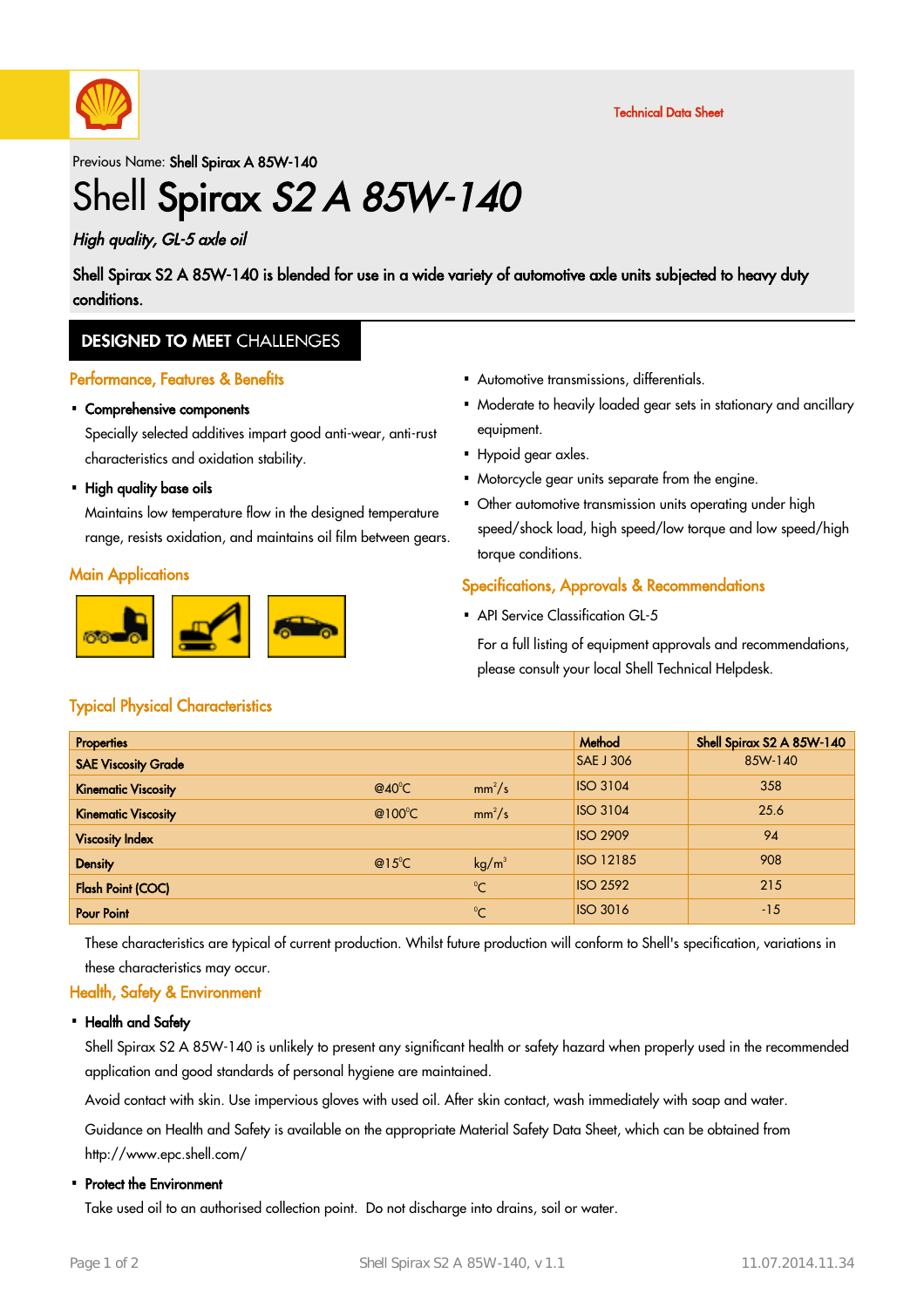Technical Data Sheet

Previous Name: **Shell Spirax A 85W-140**

# Shell Spirax S2 A 85W-140

*High quality, GL-5 axle oil*

**Shell Spirax S2 A 85W-140 is blended for use in a wide variety of automotive axle units subjected to heavy duty conditions.**

## DESIGNED TO MEET CHALLENGES

### Performance, Features & Benefits

- **Comprehensive components**

  Specially selected additives impart good anti-wear, anti-rust characteristics and oxidation stability.

- **High quality base oils**

  Maintains low temperature flow in the designed temperature range, resists oxidation, and maintains oil film between gears.

### Main Applications

- Automotive transmissions, differentials.
- Moderate to heavily loaded gear sets in stationary and ancillary equipment.
- Hypoid gear axles.
- Motorcycle gear units separate from the engine.
- Other automotive transmission units operating under high speed/shock load, high speed/low torque and low speed/high torque conditions.

### Specifications, Approvals & Recommendations

- API Service Classification GL-5

  For a full listing of equipment approvals and recommendations, please consult your local Shell Technical Helpdesk.

### Typical Physical Characteristics

| Properties | | | Method | Shell Spirax S2 A 85W-140 |
|---|---|---|---|---|
| SAE Viscosity Grade | | | SAE J 306 | 85W-140 |
| Kinematic Viscosity | @40°C | $mm^2/s$ | ISO 3104 | 358 |
| Kinematic Viscosity | @100°C | $mm^2/s$ | ISO 3104 | 25.6 |
| Viscosity Index | | | ISO 2909 | 94 |
| Density | @15°C | $kg/m^3$ | ISO 12185 | 908 |
| Flash Point (COC) | | °C | ISO 2592 | 215 |
| Pour Point | | °C | ISO 3016 | -15 |

These characteristics are typical of current production. Whilst future production will conform to Shell's specification, variations in these characteristics may occur.

### Health, Safety & Environment

- **Health and Safety**

  Shell Spirax S2 A 85W-140 is unlikely to present any significant health or safety hazard when properly used in the recommended application and good standards of personal hygiene are maintained.

  Avoid contact with skin. Use impervious gloves with used oil. After skin contact, wash immediately with soap and water.

  Guidance on Health and Safety is available on the appropriate Material Safety Data Sheet, which can be obtained from http://www.epc.shell.com/

- **Protect the Environment**

  Take used oil to an authorised collection point. Do not discharge into drains, soil or water.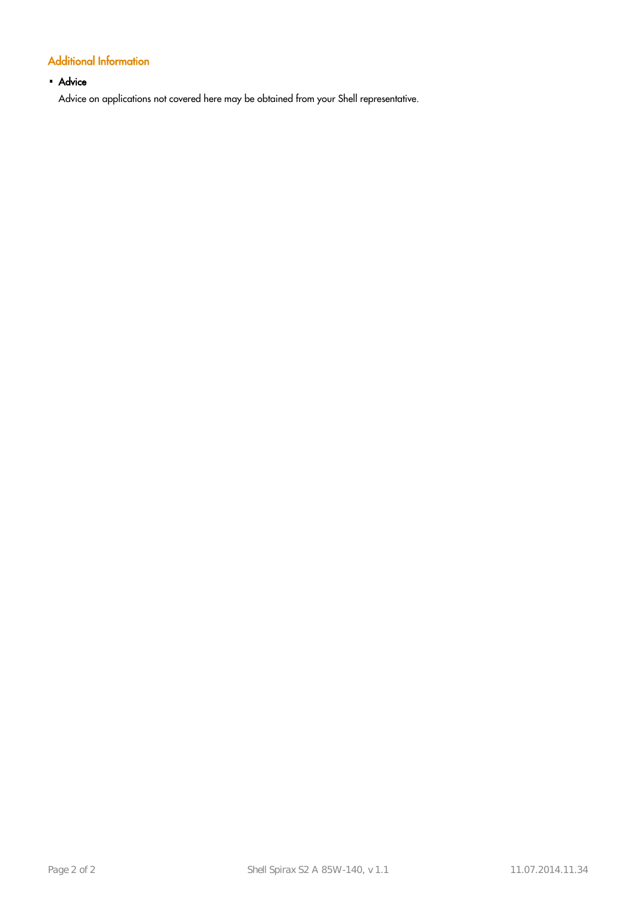## Additional Information

- **Advice**

  Advice on applications not covered here may be obtained from your Shell representative.